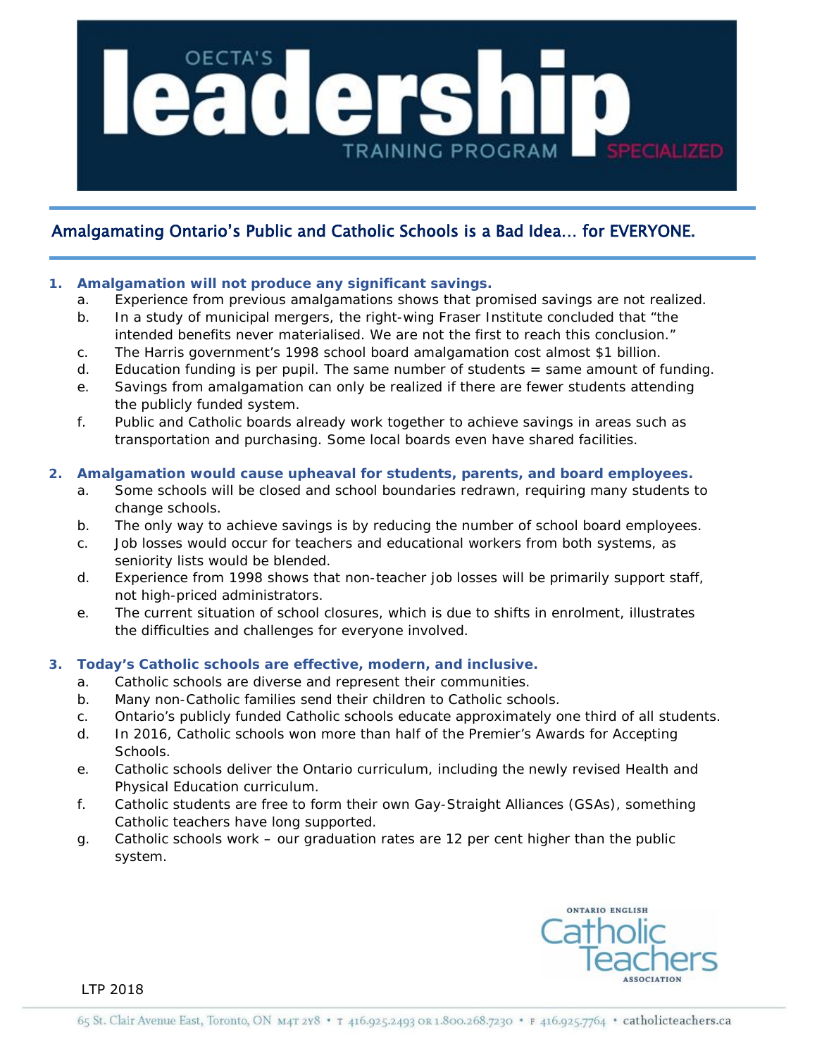# OECTA's leadership TRAINING PROGRAM SPECIALIZED

## Amalgamating Ontario's Public and Catholic Schools is a Bad Idea… for EVERYONE.

1. **Amalgamation will not produce any significant savings.**
   a. Experience from previous amalgamations shows that promised savings are not realized.
   b. In a study of municipal mergers, the right-wing Fraser Institute concluded that "the intended benefits never materialised. We are not the first to reach this conclusion."
   c. The Harris government's 1998 school board amalgamation cost almost $1 billion.
   d. Education funding is per pupil. The same number of students = same amount of funding.
   e. Savings from amalgamation can only be realized if there are fewer students attending the publicly funded system.
   f. Public and Catholic boards already work together to achieve savings in areas such as transportation and purchasing. Some local boards even have shared facilities.

2. **Amalgamation would cause upheaval for students, parents, and board employees.**
   a. Some schools will be closed and school boundaries redrawn, requiring many students to change schools.
   b. The only way to achieve savings is by reducing the number of school board employees.
   c. Job losses would occur for teachers and educational workers from both systems, as seniority lists would be blended.
   d. Experience from 1998 shows that non-teacher job losses will be primarily support staff, not high-priced administrators.
   e. The current situation of school closures, which is due to shifts in enrolment, illustrates the difficulties and challenges for everyone involved.

3. **Today's Catholic schools are effective, modern, and inclusive.**
   a. Catholic schools are diverse and represent their communities.
   b. Many non-Catholic families send their children to Catholic schools.
   c. Ontario's publicly funded Catholic schools educate approximately one third of all students.
   d. In 2016, Catholic schools won more than half of the Premier's Awards for Accepting Schools.
   e. Catholic schools deliver the Ontario curriculum, including the newly revised Health and Physical Education curriculum.
   f. Catholic students are free to form their own Gay-Straight Alliances (GSAs), something Catholic teachers have long supported.
   g. Catholic schools work – our graduation rates are 12 per cent higher than the public system.

Ontario English Catholic Teachers Association

LTP 2018

65 St. Clair Avenue East, Toronto, ON M4T 2Y8 • T 416.925.2493 OR 1.800.268.7230 • F 416.925.7764 • catholicteachers.ca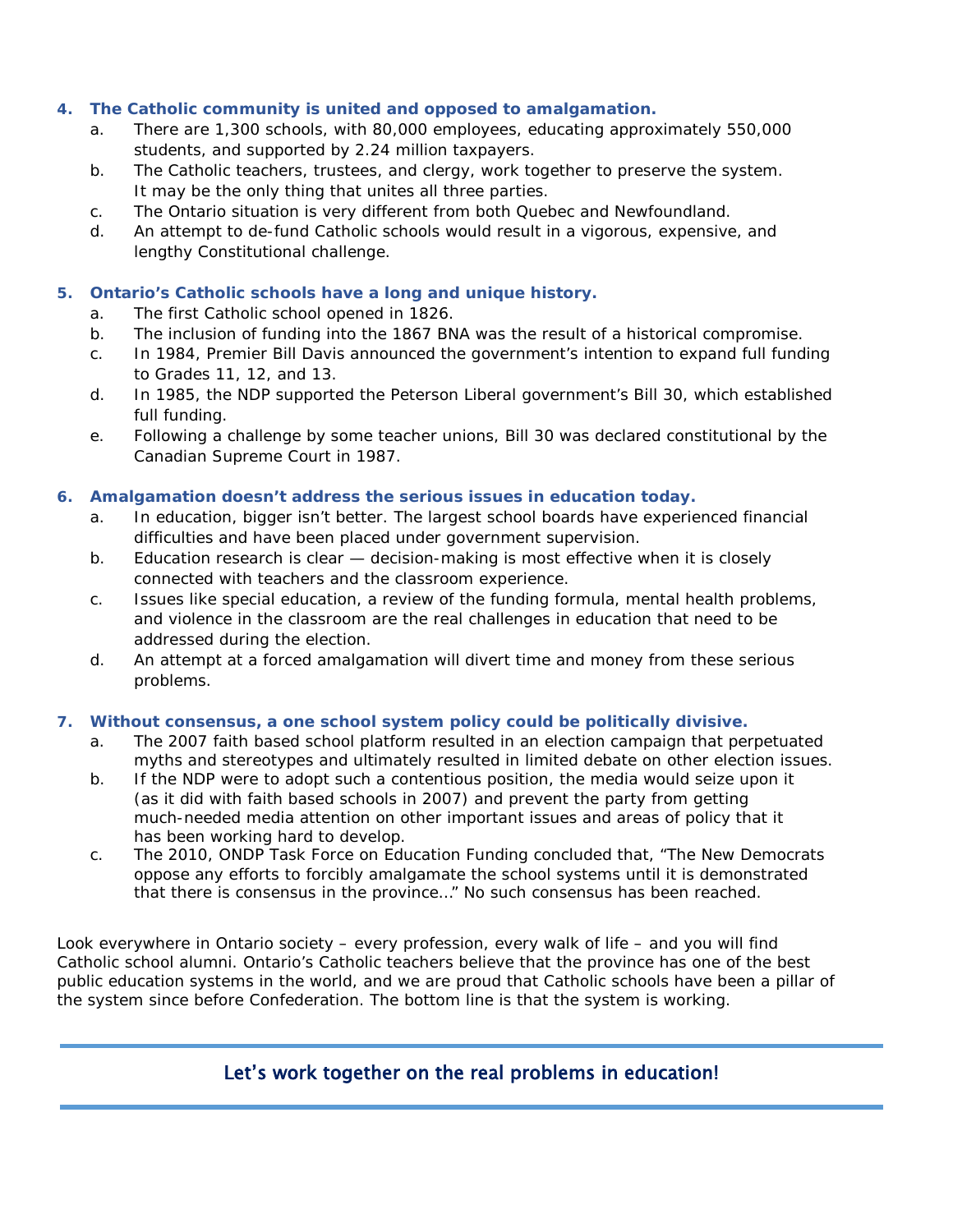4. **The Catholic community is united and opposed to amalgamation.**
   a. There are 1,300 schools, with 80,000 employees, educating approximately 550,000 students, and supported by 2.24 million taxpayers.
   b. The Catholic teachers, trustees, and clergy, work together to preserve the system. It may be the only thing that unites all three parties.
   c. The Ontario situation is very different from both Quebec and Newfoundland.
   d. An attempt to de-fund Catholic schools would result in a vigorous, expensive, and lengthy Constitutional challenge.

5. **Ontario's Catholic schools have a long and unique history.**
   a. The first Catholic school opened in 1826.
   b. The inclusion of funding into the 1867 BNA was the result of a historical compromise.
   c. In 1984, Premier Bill Davis announced the government's intention to expand full funding to Grades 11, 12, and 13.
   d. In 1985, the NDP supported the Peterson Liberal government's Bill 30, which established full funding.
   e. Following a challenge by some teacher unions, Bill 30 was declared constitutional by the Canadian Supreme Court in 1987.

6. **Amalgamation doesn't address the serious issues in education today.**
   a. In education, bigger isn't better. The largest school boards have experienced financial difficulties and have been placed under government supervision.
   b. Education research is clear — decision-making is most effective when it is closely connected with teachers and the classroom experience.
   c. Issues like special education, a review of the funding formula, mental health problems, and violence in the classroom are the real challenges in education that need to be addressed during the election.
   d. An attempt at a forced amalgamation will divert time and money from these serious problems.

7. **Without consensus, a one school system policy could be politically divisive.**
   a. The 2007 faith based school platform resulted in an election campaign that perpetuated myths and stereotypes and ultimately resulted in limited debate on other election issues.
   b. If the NDP were to adopt such a contentious position, the media would seize upon it (as it did with faith based schools in 2007) and prevent the party from getting much-needed media attention on other important issues and areas of policy that it has been working hard to develop.
   c. The 2010, ONDP Task Force on Education Funding concluded that, "The New Democrats oppose any efforts to forcibly amalgamate the school systems until it is demonstrated that there is consensus in the province…" No such consensus has been reached.

Look everywhere in Ontario society – every profession, every walk of life – and you will find Catholic school alumni. Ontario's Catholic teachers believe that the province has one of the best public education systems in the world, and we are proud that Catholic schools have been a pillar of the system since before Confederation. The bottom line is that the system is working.

---

**Let's work together on the real problems in education!**

---